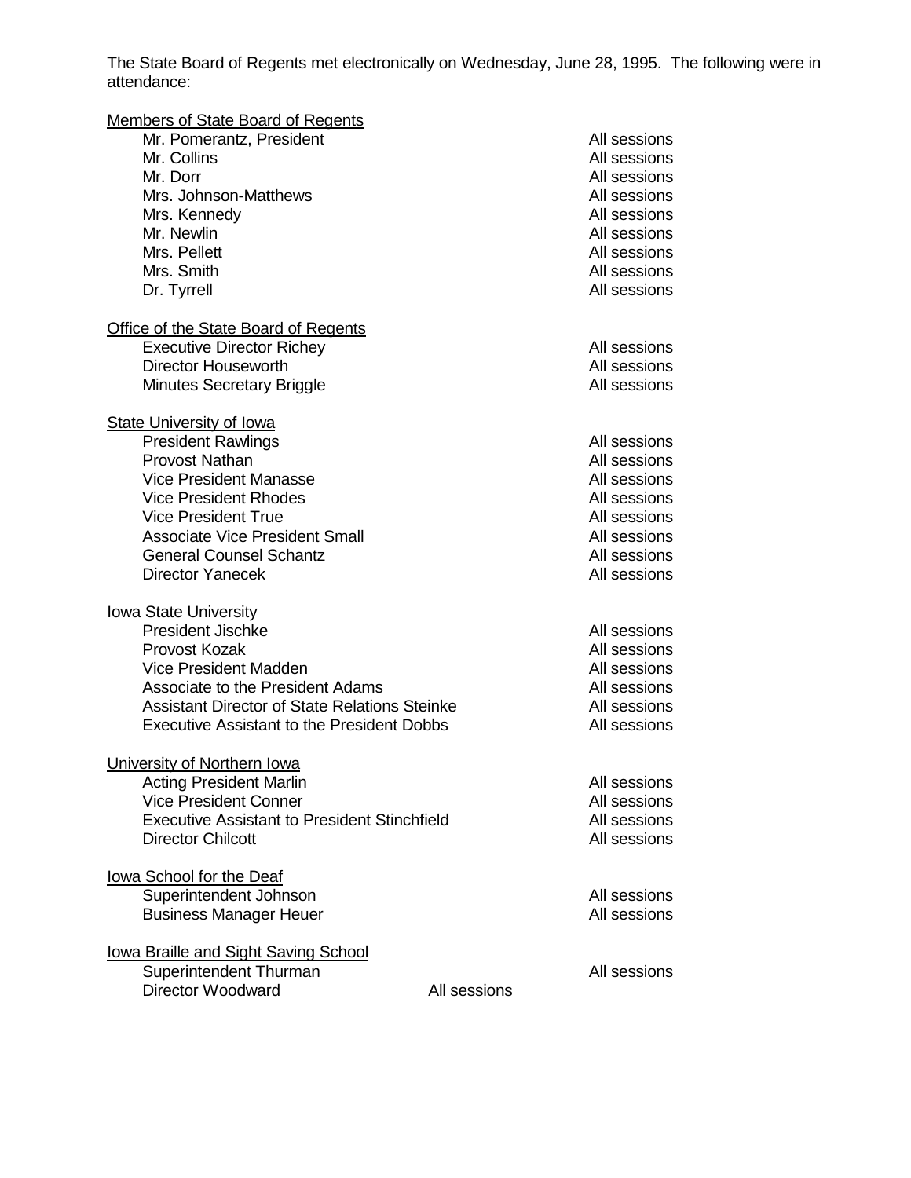The State Board of Regents met electronically on Wednesday, June 28, 1995. The following were in attendance:

| | |
|---|---|
| <u>Members of State Board of Regents</u> | |
| Mr. Pomerantz, President | All sessions |
| Mr. Collins | All sessions |
| Mr. Dorr | All sessions |
| Mrs. Johnson-Matthews | All sessions |
| Mrs. Kennedy | All sessions |
| Mr. Newlin | All sessions |
| Mrs. Pellett | All sessions |
| Mrs. Smith | All sessions |
| Dr. Tyrrell | All sessions |
| <u>Office of the State Board of Regents</u> | |
| Executive Director Richey | All sessions |
| Director Houseworth | All sessions |
| Minutes Secretary Briggle | All sessions |
| <u>State University of Iowa</u> | |
| President Rawlings | All sessions |
| Provost Nathan | All sessions |
| Vice President Manasse | All sessions |
| Vice President Rhodes | All sessions |
| Vice President True | All sessions |
| Associate Vice President Small | All sessions |
| General Counsel Schantz | All sessions |
| Director Yanecek | All sessions |
| <u>Iowa State University</u> | |
| President Jischke | All sessions |
| Provost Kozak | All sessions |
| Vice President Madden | All sessions |
| Associate to the President Adams | All sessions |
| Assistant Director of State Relations Steinke | All sessions |
| Executive Assistant to the President Dobbs | All sessions |
| <u>University of Northern Iowa</u> | |
| Acting President Marlin | All sessions |
| Vice President Conner | All sessions |
| Executive Assistant to President Stinchfield | All sessions |
| Director Chilcott | All sessions |
| <u>Iowa School for the Deaf</u> | |
| Superintendent Johnson | All sessions |
| Business Manager Heuer | All sessions |
| <u>Iowa Braille and Sight Saving School</u> | |
| Superintendent Thurman | All sessions |
| Director Woodward | All sessions |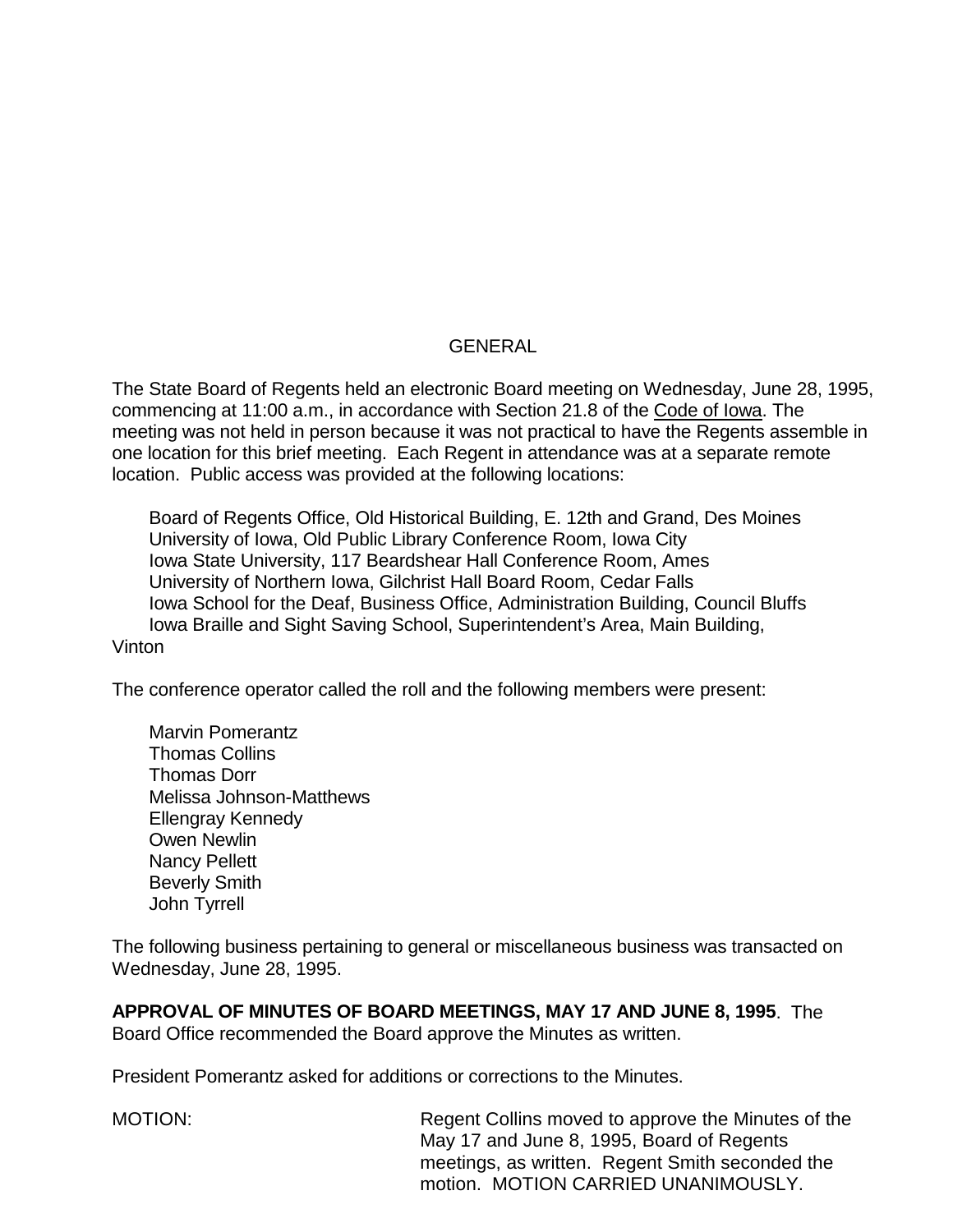# GENERAL

The State Board of Regents held an electronic Board meeting on Wednesday, June 28, 1995, commencing at 11:00 a.m., in accordance with Section 21.8 of the Code of Iowa. The meeting was not held in person because it was not practical to have the Regents assemble in one location for this brief meeting. Each Regent in attendance was at a separate remote location. Public access was provided at the following locations:

Board of Regents Office, Old Historical Building, E. 12th and Grand, Des Moines
University of Iowa, Old Public Library Conference Room, Iowa City
Iowa State University, 117 Beardshear Hall Conference Room, Ames
University of Northern Iowa, Gilchrist Hall Board Room, Cedar Falls
Iowa School for the Deaf, Business Office, Administration Building, Council Bluffs
Iowa Braille and Sight Saving School, Superintendent's Area, Main Building, Vinton

The conference operator called the roll and the following members were present:

Marvin Pomerantz
Thomas Collins
Thomas Dorr
Melissa Johnson-Matthews
Ellengray Kennedy
Owen Newlin
Nancy Pellett
Beverly Smith
John Tyrrell

The following business pertaining to general or miscellaneous business was transacted on Wednesday, June 28, 1995.

**APPROVAL OF MINUTES OF BOARD MEETINGS, MAY 17 AND JUNE 8, 1995**. The Board Office recommended the Board approve the Minutes as written.

President Pomerantz asked for additions or corrections to the Minutes.

MOTION: Regent Collins moved to approve the Minutes of the May 17 and June 8, 1995, Board of Regents meetings, as written. Regent Smith seconded the motion. MOTION CARRIED UNANIMOUSLY.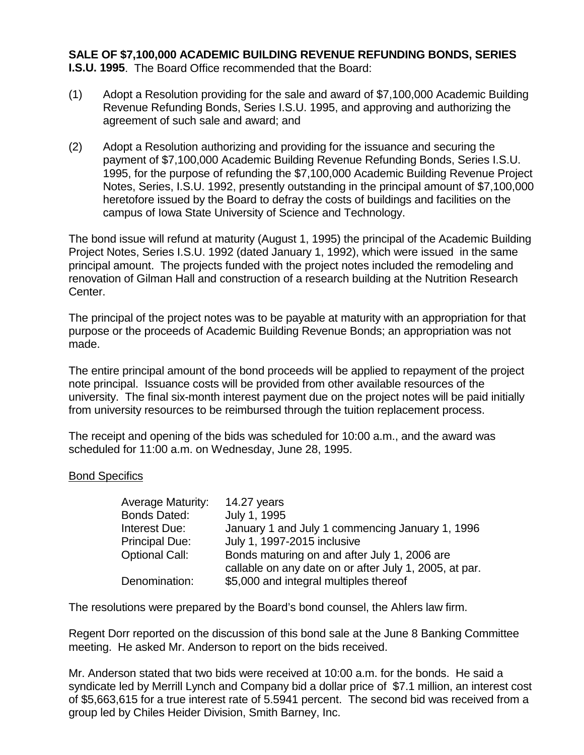**SALE OF $7,100,000 ACADEMIC BUILDING REVENUE REFUNDING BONDS, SERIES I.S.U. 1995**. The Board Office recommended that the Board:

(1) Adopt a Resolution providing for the sale and award of $7,100,000 Academic Building Revenue Refunding Bonds, Series I.S.U. 1995, and approving and authorizing the agreement of such sale and award; and

(2) Adopt a Resolution authorizing and providing for the issuance and securing the payment of $7,100,000 Academic Building Revenue Refunding Bonds, Series I.S.U. 1995, for the purpose of refunding the $7,100,000 Academic Building Revenue Project Notes, Series, I.S.U. 1992, presently outstanding in the principal amount of $7,100,000 heretofore issued by the Board to defray the costs of buildings and facilities on the campus of Iowa State University of Science and Technology.

The bond issue will refund at maturity (August 1, 1995) the principal of the Academic Building Project Notes, Series I.S.U. 1992 (dated January 1, 1992), which were issued in the same principal amount. The projects funded with the project notes included the remodeling and renovation of Gilman Hall and construction of a research building at the Nutrition Research Center.

The principal of the project notes was to be payable at maturity with an appropriation for that purpose or the proceeds of Academic Building Revenue Bonds; an appropriation was not made.

The entire principal amount of the bond proceeds will be applied to repayment of the project note principal. Issuance costs will be provided from other available resources of the university. The final six-month interest payment due on the project notes will be paid initially from university resources to be reimbursed through the tuition replacement process.

The receipt and opening of the bids was scheduled for 10:00 a.m., and the award was scheduled for 11:00 a.m. on Wednesday, June 28, 1995.

<u>Bond Specifics</u>

| | |
|---|---|
| Average Maturity: | 14.27 years |
| Bonds Dated: | July 1, 1995 |
| Interest Due: | January 1 and July 1 commencing January 1, 1996 |
| Principal Due: | July 1, 1997-2015 inclusive |
| Optional Call: | Bonds maturing on and after July 1, 2006 are callable on any date on or after July 1, 2005, at par. |
| Denomination: | $5,000 and integral multiples thereof |

The resolutions were prepared by the Board's bond counsel, the Ahlers law firm.

Regent Dorr reported on the discussion of this bond sale at the June 8 Banking Committee meeting. He asked Mr. Anderson to report on the bids received.

Mr. Anderson stated that two bids were received at 10:00 a.m. for the bonds. He said a syndicate led by Merrill Lynch and Company bid a dollar price of $7.1 million, an interest cost of $5,663,615 for a true interest rate of 5.5941 percent. The second bid was received from a group led by Chiles Heider Division, Smith Barney, Inc.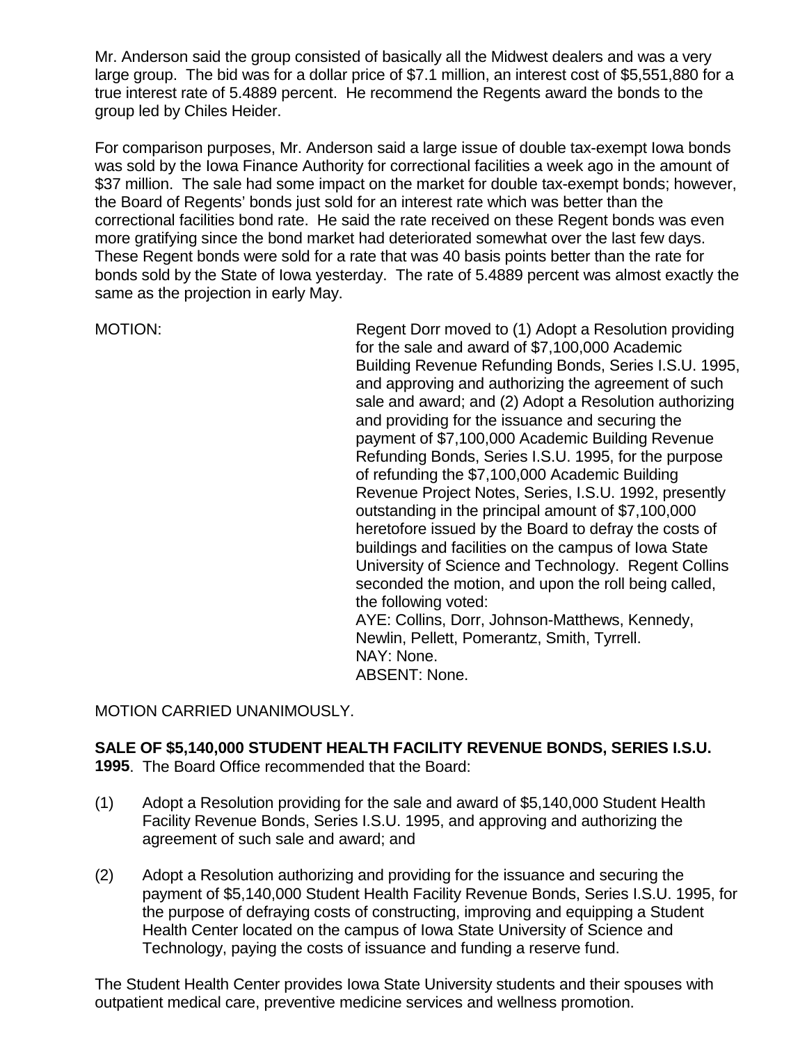Mr. Anderson said the group consisted of basically all the Midwest dealers and was a very large group. The bid was for a dollar price of $7.1 million, an interest cost of $5,551,880 for a true interest rate of 5.4889 percent. He recommend the Regents award the bonds to the group led by Chiles Heider.

For comparison purposes, Mr. Anderson said a large issue of double tax-exempt Iowa bonds was sold by the Iowa Finance Authority for correctional facilities a week ago in the amount of $37 million. The sale had some impact on the market for double tax-exempt bonds; however, the Board of Regents' bonds just sold for an interest rate which was better than the correctional facilities bond rate. He said the rate received on these Regent bonds was even more gratifying since the bond market had deteriorated somewhat over the last few days. These Regent bonds were sold for a rate that was 40 basis points better than the rate for bonds sold by the State of Iowa yesterday. The rate of 5.4889 percent was almost exactly the same as the projection in early May.

MOTION: Regent Dorr moved to (1) Adopt a Resolution providing for the sale and award of $7,100,000 Academic Building Revenue Refunding Bonds, Series I.S.U. 1995, and approving and authorizing the agreement of such sale and award; and (2) Adopt a Resolution authorizing and providing for the issuance and securing the payment of $7,100,000 Academic Building Revenue Refunding Bonds, Series I.S.U. 1995, for the purpose of refunding the $7,100,000 Academic Building Revenue Project Notes, Series, I.S.U. 1992, presently outstanding in the principal amount of $7,100,000 heretofore issued by the Board to defray the costs of buildings and facilities on the campus of Iowa State University of Science and Technology. Regent Collins seconded the motion, and upon the roll being called, the following voted:
AYE: Collins, Dorr, Johnson-Matthews, Kennedy, Newlin, Pellett, Pomerantz, Smith, Tyrrell.
NAY: None.
ABSENT: None.

MOTION CARRIED UNANIMOUSLY.

**SALE OF $5,140,000 STUDENT HEALTH FACILITY REVENUE BONDS, SERIES I.S.U. 1995**. The Board Office recommended that the Board:

(1) Adopt a Resolution providing for the sale and award of $5,140,000 Student Health Facility Revenue Bonds, Series I.S.U. 1995, and approving and authorizing the agreement of such sale and award; and

(2) Adopt a Resolution authorizing and providing for the issuance and securing the payment of $5,140,000 Student Health Facility Revenue Bonds, Series I.S.U. 1995, for the purpose of defraying costs of constructing, improving and equipping a Student Health Center located on the campus of Iowa State University of Science and Technology, paying the costs of issuance and funding a reserve fund.

The Student Health Center provides Iowa State University students and their spouses with outpatient medical care, preventive medicine services and wellness promotion.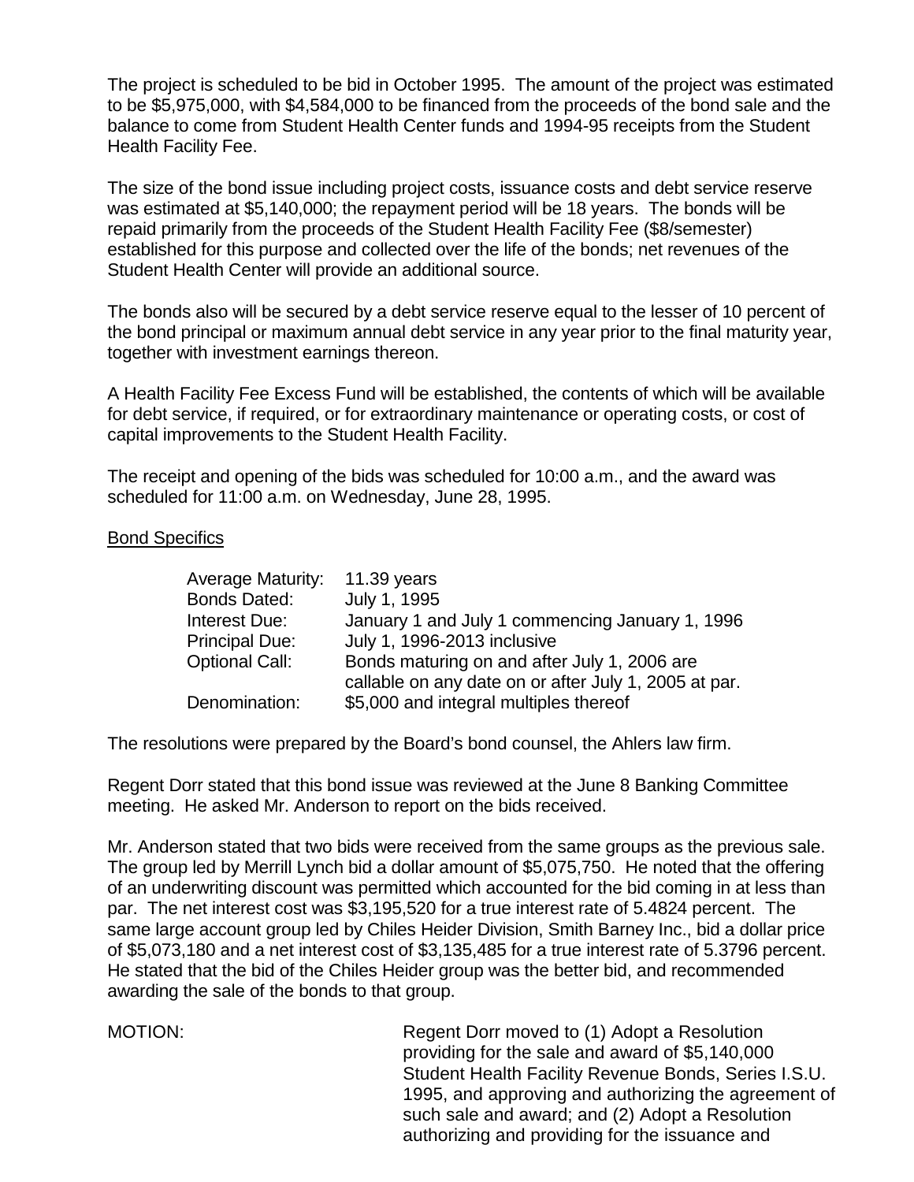The project is scheduled to be bid in October 1995. The amount of the project was estimated to be $5,975,000, with $4,584,000 to be financed from the proceeds of the bond sale and the balance to come from Student Health Center funds and 1994-95 receipts from the Student Health Facility Fee.

The size of the bond issue including project costs, issuance costs and debt service reserve was estimated at $5,140,000; the repayment period will be 18 years. The bonds will be repaid primarily from the proceeds of the Student Health Facility Fee ($8/semester) established for this purpose and collected over the life of the bonds; net revenues of the Student Health Center will provide an additional source.

The bonds also will be secured by a debt service reserve equal to the lesser of 10 percent of the bond principal or maximum annual debt service in any year prior to the final maturity year, together with investment earnings thereon.

A Health Facility Fee Excess Fund will be established, the contents of which will be available for debt service, if required, or for extraordinary maintenance or operating costs, or cost of capital improvements to the Student Health Facility.

The receipt and opening of the bids was scheduled for 10:00 a.m., and the award was scheduled for 11:00 a.m. on Wednesday, June 28, 1995.

Bond Specifics

| | |
|---|---|
| Average Maturity: | 11.39 years |
| Bonds Dated: | July 1, 1995 |
| Interest Due: | January 1 and July 1 commencing January 1, 1996 |
| Principal Due: | July 1, 1996-2013 inclusive |
| Optional Call: | Bonds maturing on and after July 1, 2006 are callable on any date on or after July 1, 2005 at par. |
| Denomination: | $5,000 and integral multiples thereof |

The resolutions were prepared by the Board's bond counsel, the Ahlers law firm.

Regent Dorr stated that this bond issue was reviewed at the June 8 Banking Committee meeting. He asked Mr. Anderson to report on the bids received.

Mr. Anderson stated that two bids were received from the same groups as the previous sale. The group led by Merrill Lynch bid a dollar amount of $5,075,750. He noted that the offering of an underwriting discount was permitted which accounted for the bid coming in at less than par. The net interest cost was $3,195,520 for a true interest rate of 5.4824 percent. The same large account group led by Chiles Heider Division, Smith Barney Inc., bid a dollar price of $5,073,180 and a net interest cost of $3,135,485 for a true interest rate of 5.3796 percent. He stated that the bid of the Chiles Heider group was the better bid, and recommended awarding the sale of the bonds to that group.

MOTION: Regent Dorr moved to (1) Adopt a Resolution providing for the sale and award of $5,140,000 Student Health Facility Revenue Bonds, Series I.S.U. 1995, and approving and authorizing the agreement of such sale and award; and (2) Adopt a Resolution authorizing and providing for the issuance and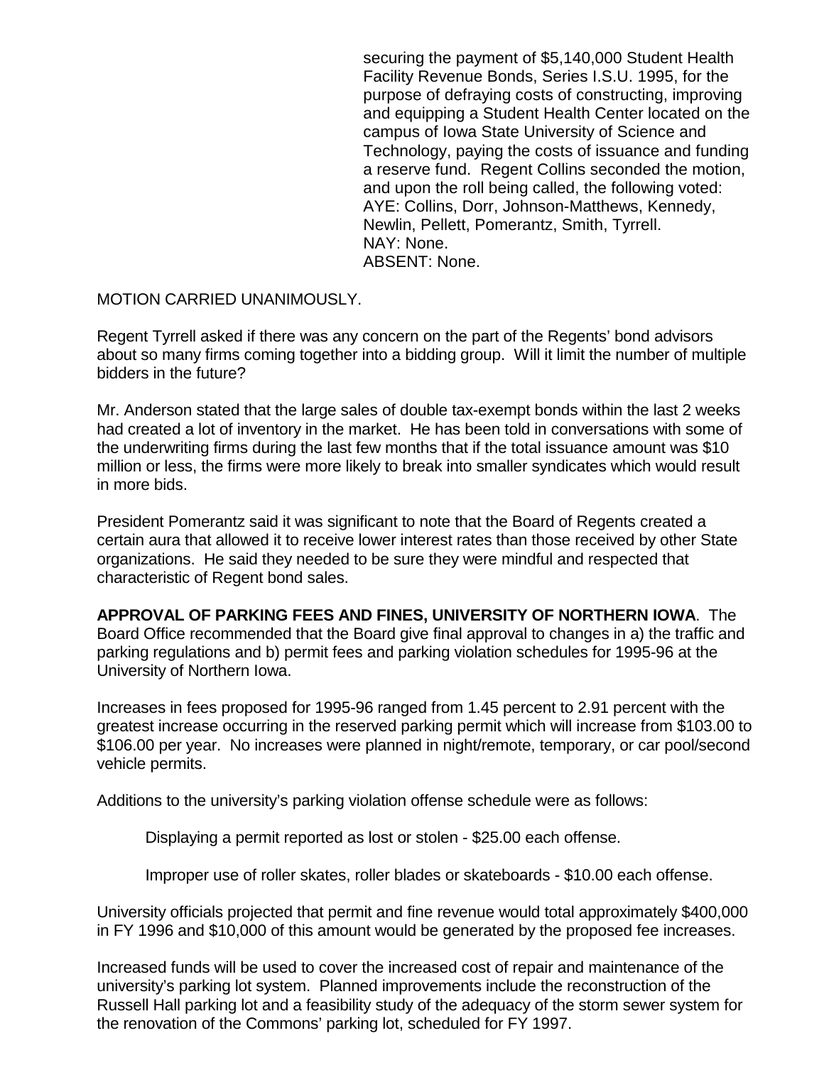securing the payment of $5,140,000 Student Health Facility Revenue Bonds, Series I.S.U. 1995, for the purpose of defraying costs of constructing, improving and equipping a Student Health Center located on the campus of Iowa State University of Science and Technology, paying the costs of issuance and funding a reserve fund. Regent Collins seconded the motion, and upon the roll being called, the following voted:
AYE: Collins, Dorr, Johnson-Matthews, Kennedy, Newlin, Pellett, Pomerantz, Smith, Tyrrell.
NAY: None.
ABSENT: None.

MOTION CARRIED UNANIMOUSLY.

Regent Tyrrell asked if there was any concern on the part of the Regents' bond advisors about so many firms coming together into a bidding group. Will it limit the number of multiple bidders in the future?

Mr. Anderson stated that the large sales of double tax-exempt bonds within the last 2 weeks had created a lot of inventory in the market. He has been told in conversations with some of the underwriting firms during the last few months that if the total issuance amount was $10 million or less, the firms were more likely to break into smaller syndicates which would result in more bids.

President Pomerantz said it was significant to note that the Board of Regents created a certain aura that allowed it to receive lower interest rates than those received by other State organizations. He said they needed to be sure they were mindful and respected that characteristic of Regent bond sales.

**APPROVAL OF PARKING FEES AND FINES, UNIVERSITY OF NORTHERN IOWA**. The Board Office recommended that the Board give final approval to changes in a) the traffic and parking regulations and b) permit fees and parking violation schedules for 1995-96 at the University of Northern Iowa.

Increases in fees proposed for 1995-96 ranged from 1.45 percent to 2.91 percent with the greatest increase occurring in the reserved parking permit which will increase from $103.00 to $106.00 per year. No increases were planned in night/remote, temporary, or car pool/second vehicle permits.

Additions to the university's parking violation offense schedule were as follows:

Displaying a permit reported as lost or stolen - $25.00 each offense.

Improper use of roller skates, roller blades or skateboards - $10.00 each offense.

University officials projected that permit and fine revenue would total approximately $400,000 in FY 1996 and $10,000 of this amount would be generated by the proposed fee increases.

Increased funds will be used to cover the increased cost of repair and maintenance of the university's parking lot system. Planned improvements include the reconstruction of the Russell Hall parking lot and a feasibility study of the adequacy of the storm sewer system for the renovation of the Commons' parking lot, scheduled for FY 1997.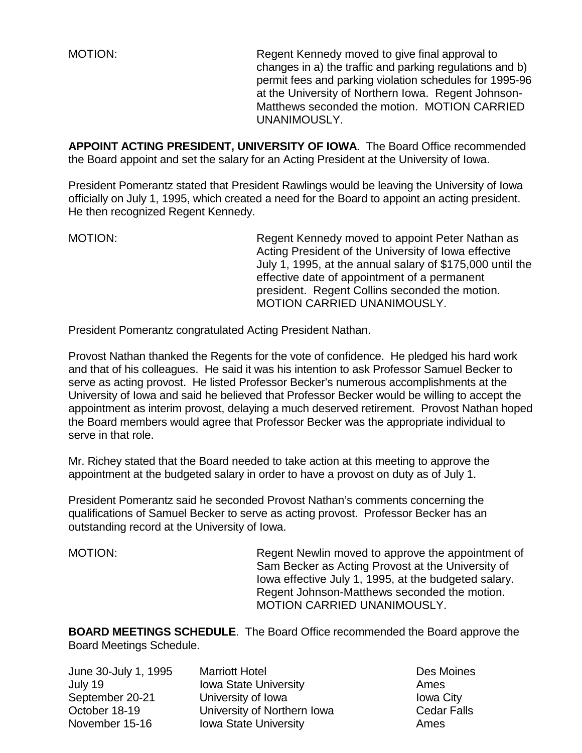MOTION: Regent Kennedy moved to give final approval to changes in a) the traffic and parking regulations and b) permit fees and parking violation schedules for 1995-96 at the University of Northern Iowa. Regent Johnson-Matthews seconded the motion. MOTION CARRIED UNANIMOUSLY.

**APPOINT ACTING PRESIDENT, UNIVERSITY OF IOWA**. The Board Office recommended the Board appoint and set the salary for an Acting President at the University of Iowa.

President Pomerantz stated that President Rawlings would be leaving the University of Iowa officially on July 1, 1995, which created a need for the Board to appoint an acting president. He then recognized Regent Kennedy.

MOTION: Regent Kennedy moved to appoint Peter Nathan as Acting President of the University of Iowa effective July 1, 1995, at the annual salary of $175,000 until the effective date of appointment of a permanent president. Regent Collins seconded the motion. MOTION CARRIED UNANIMOUSLY.

President Pomerantz congratulated Acting President Nathan.

Provost Nathan thanked the Regents for the vote of confidence. He pledged his hard work and that of his colleagues. He said it was his intention to ask Professor Samuel Becker to serve as acting provost. He listed Professor Becker's numerous accomplishments at the University of Iowa and said he believed that Professor Becker would be willing to accept the appointment as interim provost, delaying a much deserved retirement. Provost Nathan hoped the Board members would agree that Professor Becker was the appropriate individual to serve in that role.

Mr. Richey stated that the Board needed to take action at this meeting to approve the appointment at the budgeted salary in order to have a provost on duty as of July 1.

President Pomerantz said he seconded Provost Nathan's comments concerning the qualifications of Samuel Becker to serve as acting provost. Professor Becker has an outstanding record at the University of Iowa.

MOTION: Regent Newlin moved to approve the appointment of Sam Becker as Acting Provost at the University of Iowa effective July 1, 1995, at the budgeted salary. Regent Johnson-Matthews seconded the motion. MOTION CARRIED UNANIMOUSLY.

**BOARD MEETINGS SCHEDULE**. The Board Office recommended the Board approve the Board Meetings Schedule.

| | | |
|---|---|---|
| June 30-July 1, 1995 | Marriott Hotel | Des Moines |
| July 19 | Iowa State University | Ames |
| September 20-21 | University of Iowa | Iowa City |
| October 18-19 | University of Northern Iowa | Cedar Falls |
| November 15-16 | Iowa State University | Ames |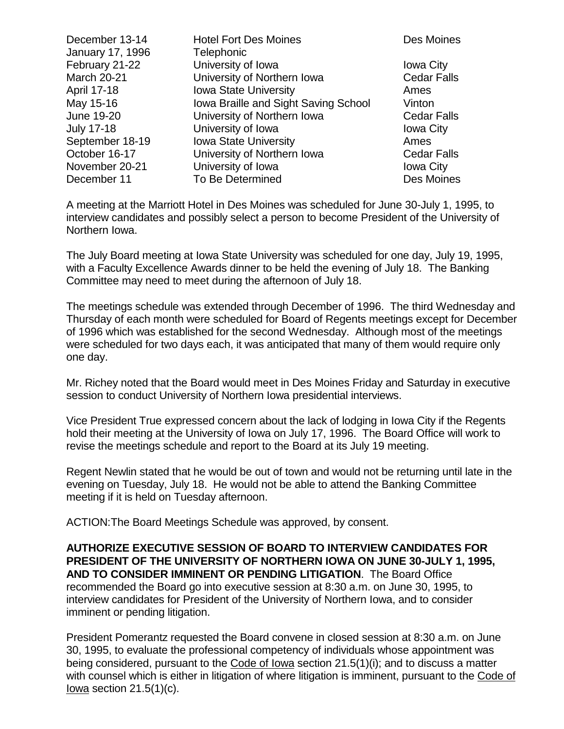| | | |
|---|---|---|
| December 13-14 | Hotel Fort Des Moines | Des Moines |
| January 17, 1996 | Telephonic | |
| February 21-22 | University of Iowa | Iowa City |
| March 20-21 | University of Northern Iowa | Cedar Falls |
| April 17-18 | Iowa State University | Ames |
| May 15-16 | Iowa Braille and Sight Saving School | Vinton |
| June 19-20 | University of Northern Iowa | Cedar Falls |
| July 17-18 | University of Iowa | Iowa City |
| September 18-19 | Iowa State University | Ames |
| October 16-17 | University of Northern Iowa | Cedar Falls |
| November 20-21 | University of Iowa | Iowa City |
| December 11 | To Be Determined | Des Moines |

A meeting at the Marriott Hotel in Des Moines was scheduled for June 30-July 1, 1995, to interview candidates and possibly select a person to become President of the University of Northern Iowa.

The July Board meeting at Iowa State University was scheduled for one day, July 19, 1995, with a Faculty Excellence Awards dinner to be held the evening of July 18. The Banking Committee may need to meet during the afternoon of July 18.

The meetings schedule was extended through December of 1996. The third Wednesday and Thursday of each month were scheduled for Board of Regents meetings except for December of 1996 which was established for the second Wednesday. Although most of the meetings were scheduled for two days each, it was anticipated that many of them would require only one day.

Mr. Richey noted that the Board would meet in Des Moines Friday and Saturday in executive session to conduct University of Northern Iowa presidential interviews.

Vice President True expressed concern about the lack of lodging in Iowa City if the Regents hold their meeting at the University of Iowa on July 17, 1996. The Board Office will work to revise the meetings schedule and report to the Board at its July 19 meeting.

Regent Newlin stated that he would be out of town and would not be returning until late in the evening on Tuesday, July 18. He would not be able to attend the Banking Committee meeting if it is held on Tuesday afternoon.

ACTION: The Board Meetings Schedule was approved, by consent.

**AUTHORIZE EXECUTIVE SESSION OF BOARD TO INTERVIEW CANDIDATES FOR PRESIDENT OF THE UNIVERSITY OF NORTHERN IOWA ON JUNE 30-JULY 1, 1995, AND TO CONSIDER IMMINENT OR PENDING LITIGATION**. The Board Office recommended the Board go into executive session at 8:30 a.m. on June 30, 1995, to interview candidates for President of the University of Northern Iowa, and to consider imminent or pending litigation.

President Pomerantz requested the Board convene in closed session at 8:30 a.m. on June 30, 1995, to evaluate the professional competency of individuals whose appointment was being considered, pursuant to the Code of Iowa section 21.5(1)(i); and to discuss a matter with counsel which is either in litigation of where litigation is imminent, pursuant to the Code of Iowa section 21.5(1)(c).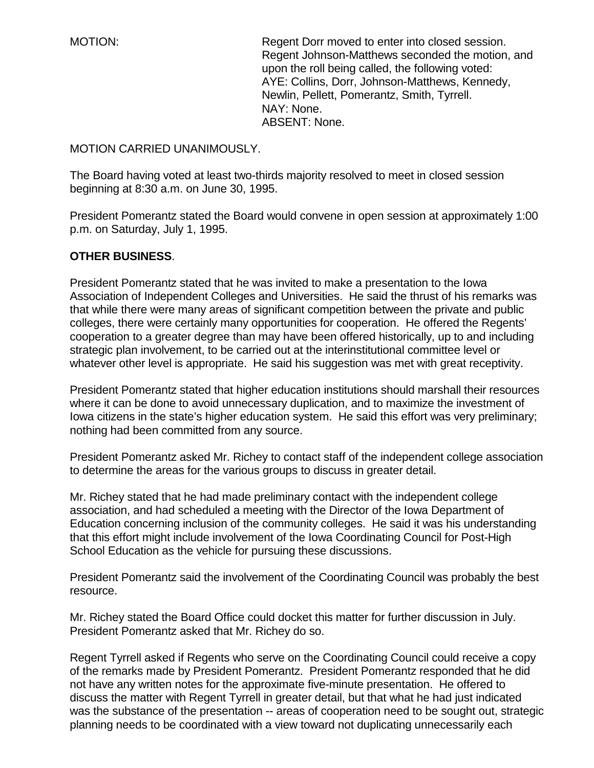MOTION: Regent Dorr moved to enter into closed session. Regent Johnson-Matthews seconded the motion, and upon the roll being called, the following voted:
AYE: Collins, Dorr, Johnson-Matthews, Kennedy, Newlin, Pellett, Pomerantz, Smith, Tyrrell.
NAY: None.
ABSENT: None.

MOTION CARRIED UNANIMOUSLY.

The Board having voted at least two-thirds majority resolved to meet in closed session beginning at 8:30 a.m. on June 30, 1995.

President Pomerantz stated the Board would convene in open session at approximately 1:00 p.m. on Saturday, July 1, 1995.

**OTHER BUSINESS**.

President Pomerantz stated that he was invited to make a presentation to the Iowa Association of Independent Colleges and Universities. He said the thrust of his remarks was that while there were many areas of significant competition between the private and public colleges, there were certainly many opportunities for cooperation. He offered the Regents' cooperation to a greater degree than may have been offered historically, up to and including strategic plan involvement, to be carried out at the interinstitutional committee level or whatever other level is appropriate. He said his suggestion was met with great receptivity.

President Pomerantz stated that higher education institutions should marshall their resources where it can be done to avoid unnecessary duplication, and to maximize the investment of Iowa citizens in the state's higher education system. He said this effort was very preliminary; nothing had been committed from any source.

President Pomerantz asked Mr. Richey to contact staff of the independent college association to determine the areas for the various groups to discuss in greater detail.

Mr. Richey stated that he had made preliminary contact with the independent college association, and had scheduled a meeting with the Director of the Iowa Department of Education concerning inclusion of the community colleges. He said it was his understanding that this effort might include involvement of the Iowa Coordinating Council for Post-High School Education as the vehicle for pursuing these discussions.

President Pomerantz said the involvement of the Coordinating Council was probably the best resource.

Mr. Richey stated the Board Office could docket this matter for further discussion in July. President Pomerantz asked that Mr. Richey do so.

Regent Tyrrell asked if Regents who serve on the Coordinating Council could receive a copy of the remarks made by President Pomerantz. President Pomerantz responded that he did not have any written notes for the approximate five-minute presentation. He offered to discuss the matter with Regent Tyrrell in greater detail, but that what he had just indicated was the substance of the presentation -- areas of cooperation need to be sought out, strategic planning needs to be coordinated with a view toward not duplicating unnecessarily each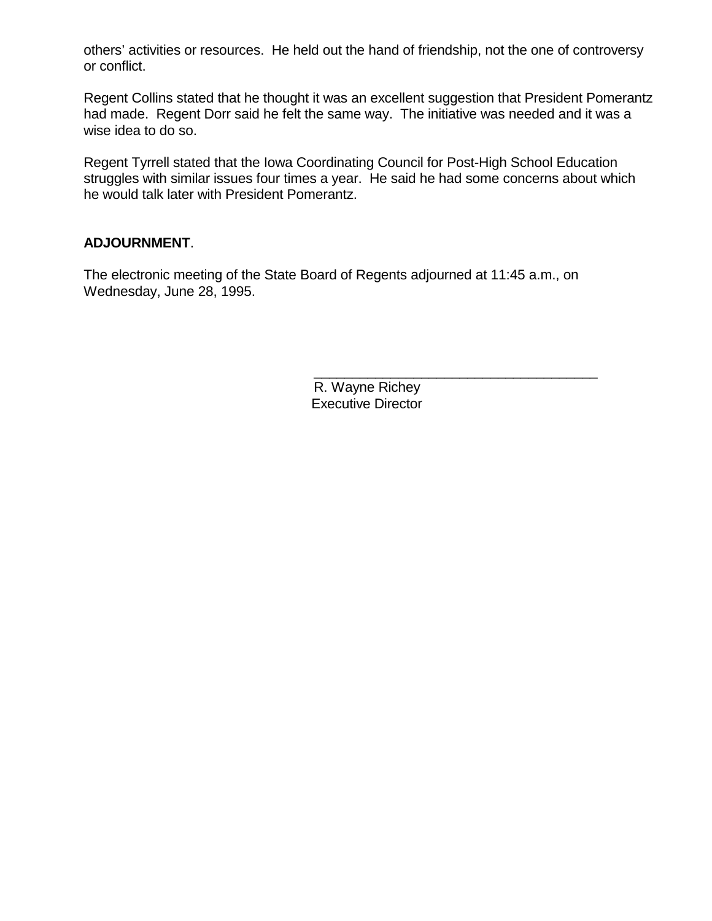others' activities or resources. He held out the hand of friendship, not the one of controversy or conflict.

Regent Collins stated that he thought it was an excellent suggestion that President Pomerantz had made. Regent Dorr said he felt the same way. The initiative was needed and it was a wise idea to do so.

Regent Tyrrell stated that the Iowa Coordinating Council for Post-High School Education struggles with similar issues four times a year. He said he had some concerns about which he would talk later with President Pomerantz.

**ADJOURNMENT**.

The electronic meeting of the State Board of Regents adjourned at 11:45 a.m., on Wednesday, June 28, 1995.

\_\_\_\_\_\_\_\_\_\_\_\_\_\_\_\_\_\_\_\_\_\_\_\_\_\_\_\_\_\_\_\_\_\_\_\_\_\_

R. Wayne Richey
Executive Director